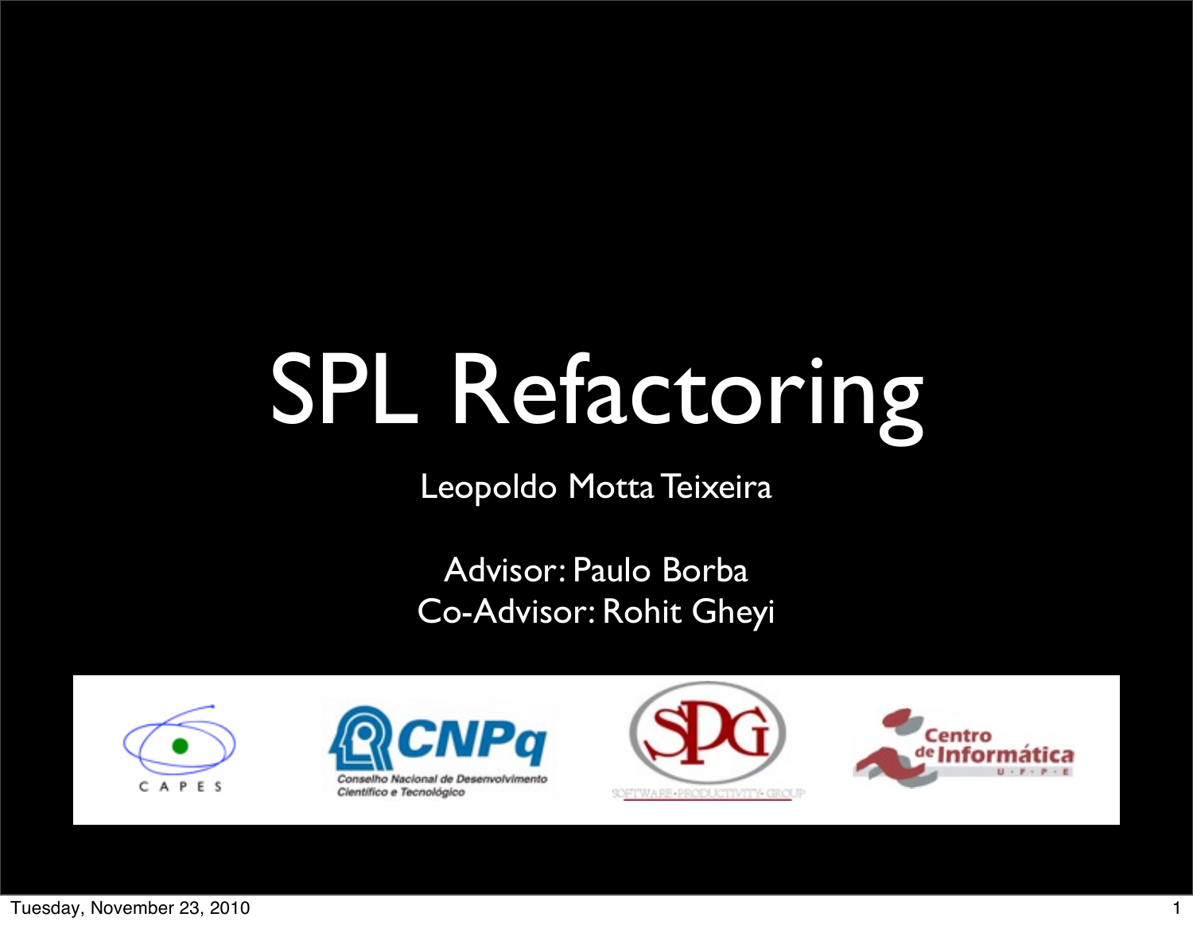# SPL Refactoring

Leopoldo Motta Teixeira

Advisor: Paulo Borba

Co-Advisor: Rohit Gheyi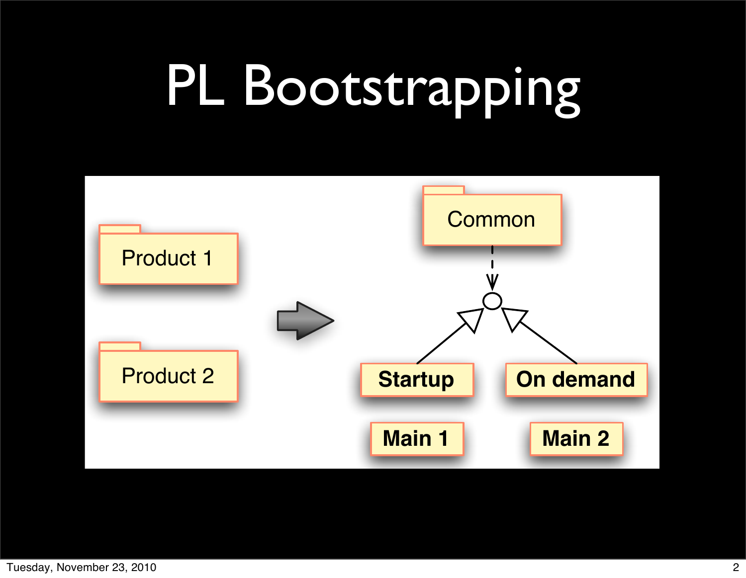# PL Bootstrapping

Product 1

Product 2

Common

Startup

On demand

Main 1

Main 2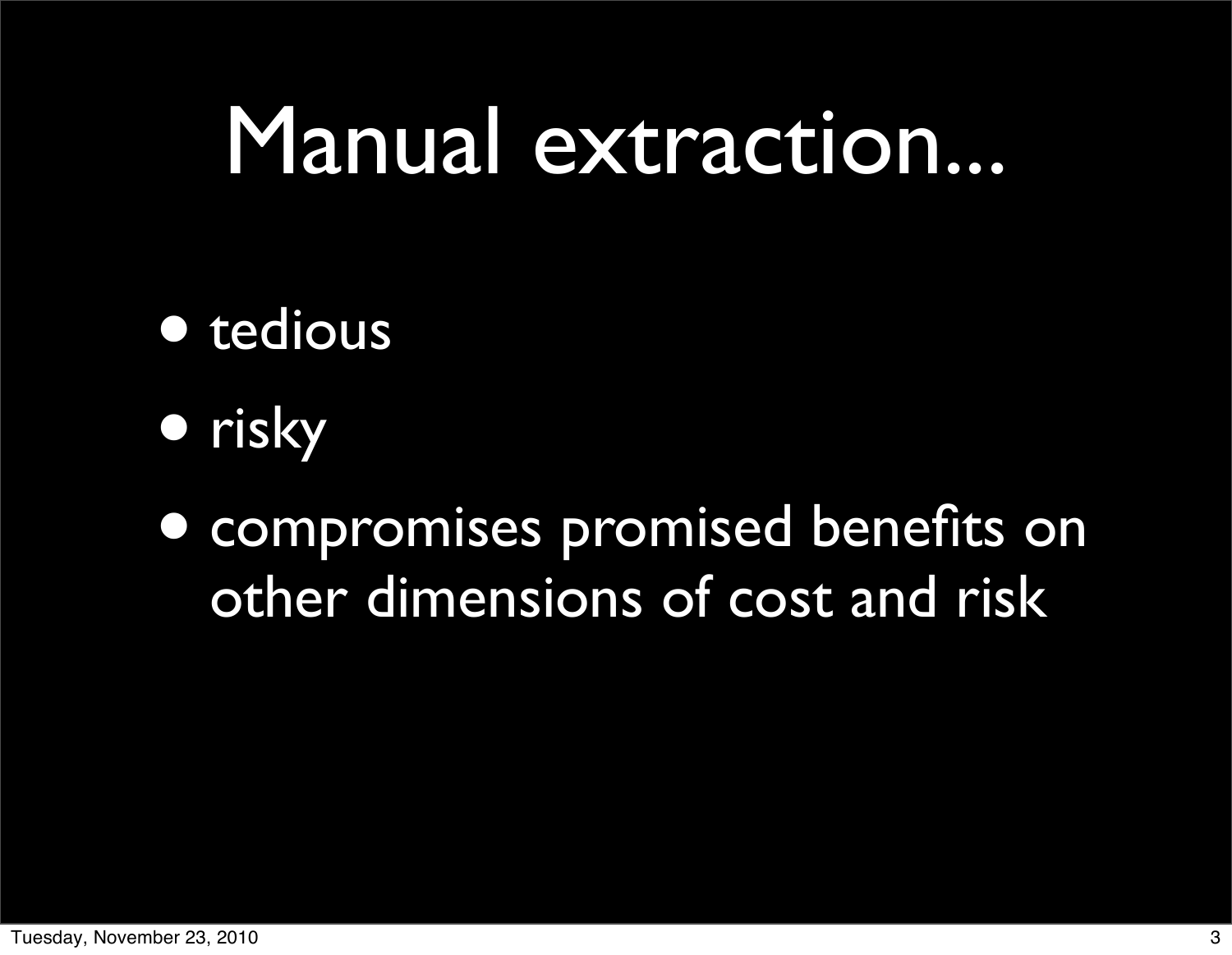# Manual extraction...

- tedious
- risky
- compromises promised benefits on other dimensions of cost and risk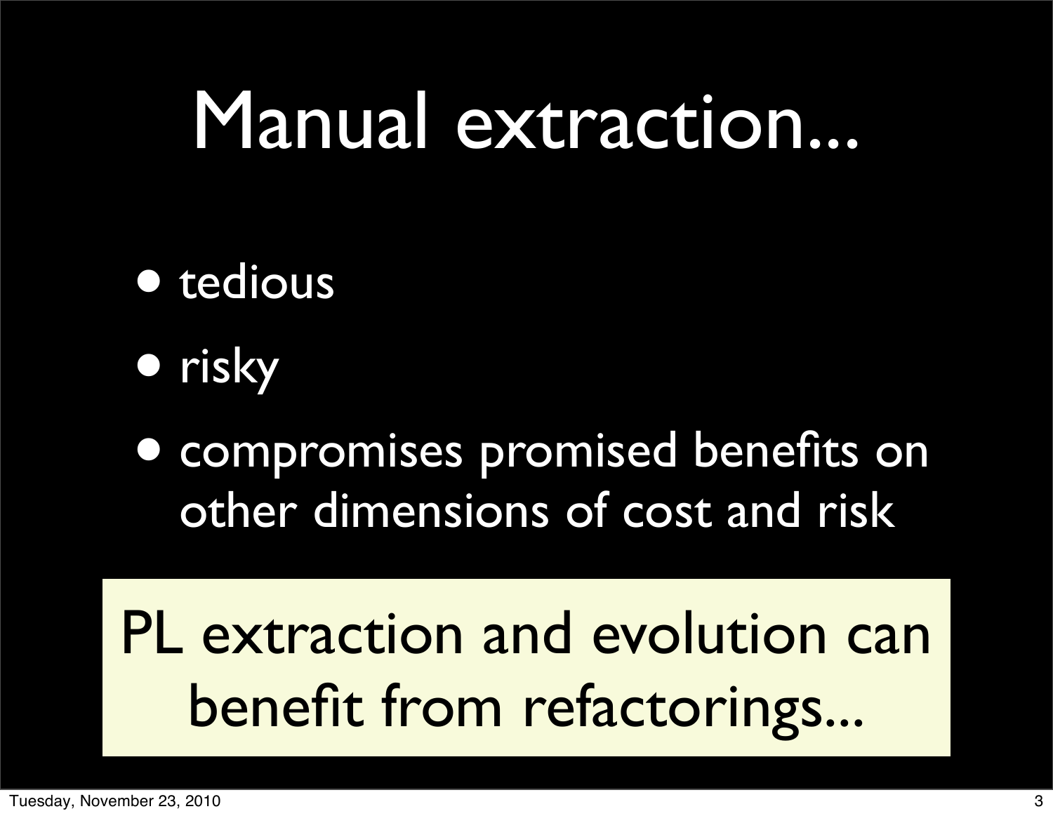# Manual extraction...

- tedious
- risky
- compromises promised benefits on other dimensions of cost and risk

PL extraction and evolution can benefit from refactorings...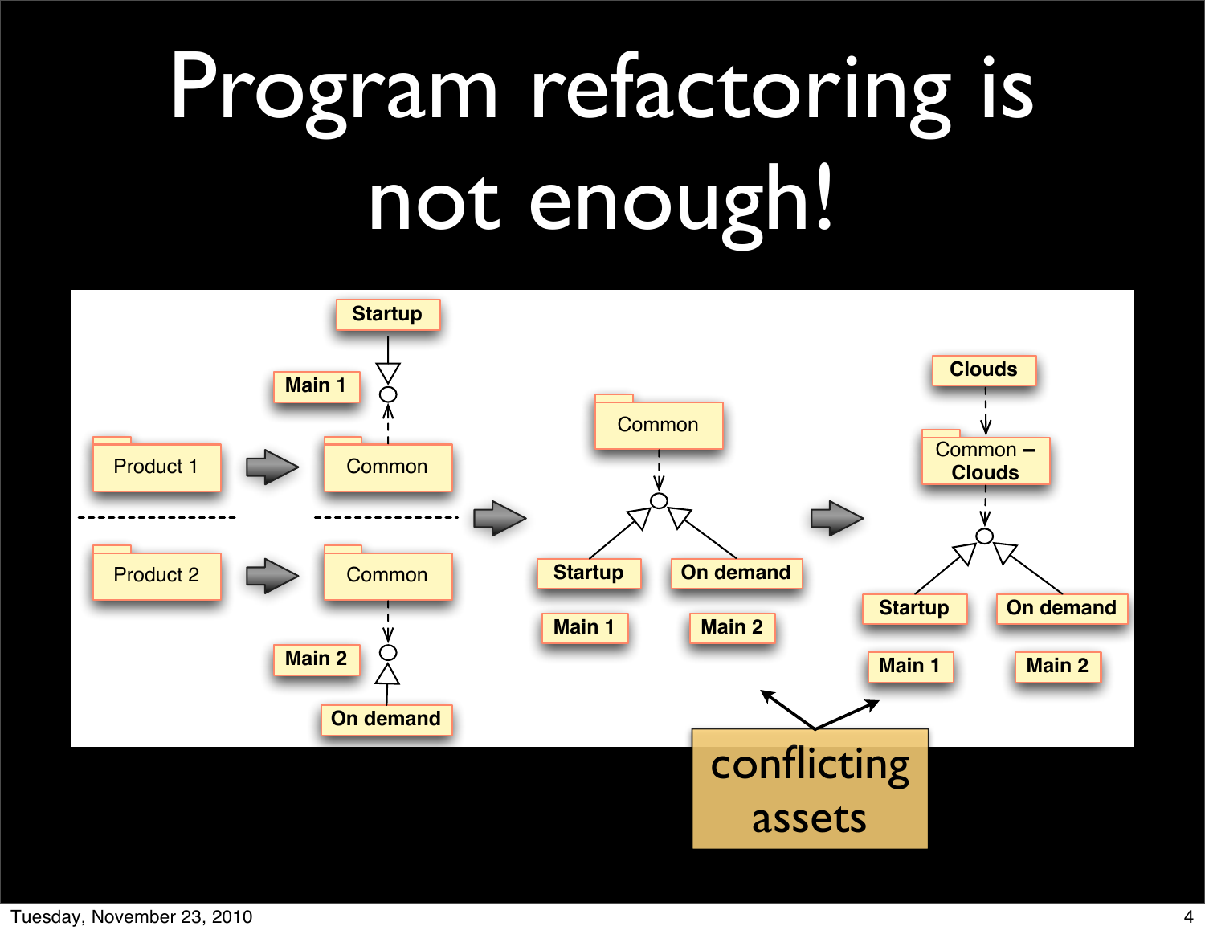# Program refactoring is not enough!

Startup

Main 1

Product 1

Common

Product 2

Common

Main 2

On demand

Common

Startup

On demand

Main 1

Main 2

Clouds

Common – **Clouds**

Startup

On demand

Main 1

Main 2

conflicting assets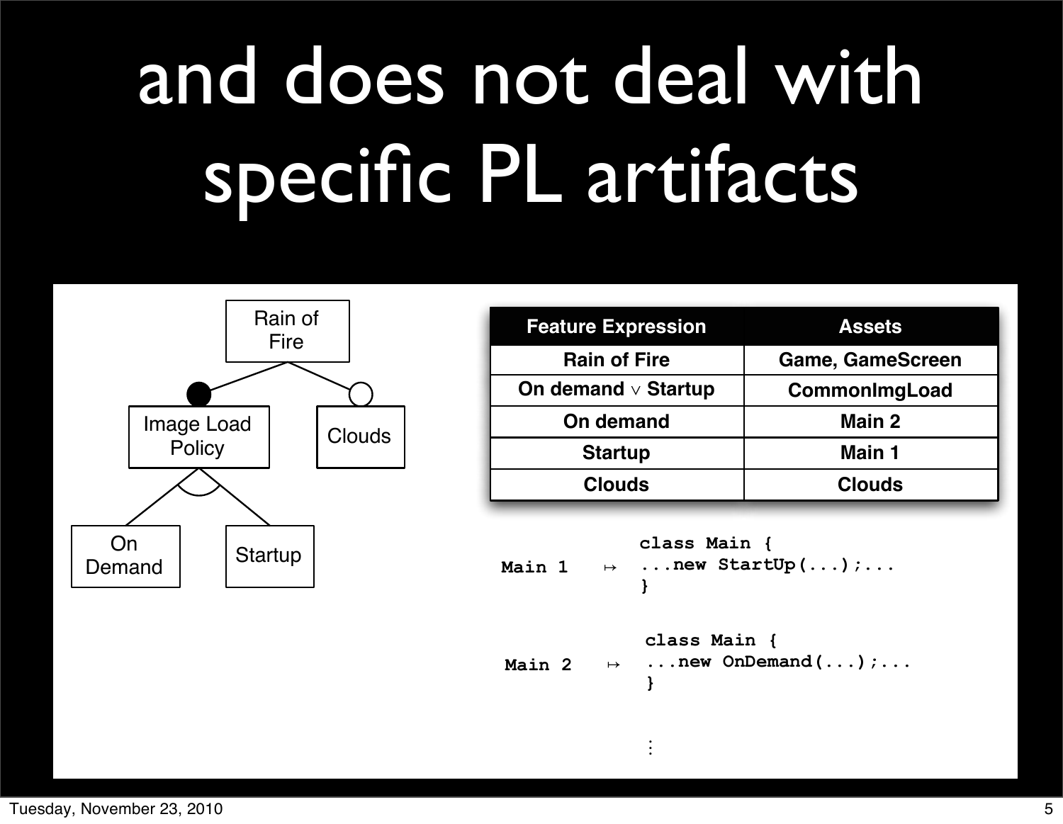# and does not deal with specific PL artifacts

Rain of Fire

Image Load Policy

Clouds

On Demand

Startup

| Feature Expression | Assets |
| --- | --- |
| Rain of Fire | Game, GameScreen |
| On demand ∨ Startup | CommonImgLoad |
| On demand | Main 2 |
| Startup | Main 1 |
| Clouds | Clouds |

```
Main 1  ↦   class Main {
            ...new StartUp(...);...
            }

Main 2  ↦   class Main {
            ...new OnDemand(...);...
            }

            ⋮
```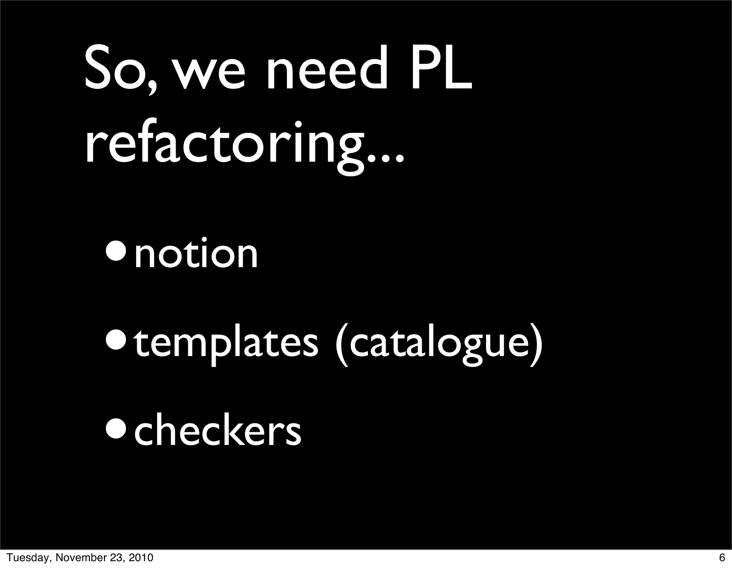# So, we need PL refactoring...

- notion
- templates (catalogue)
- checkers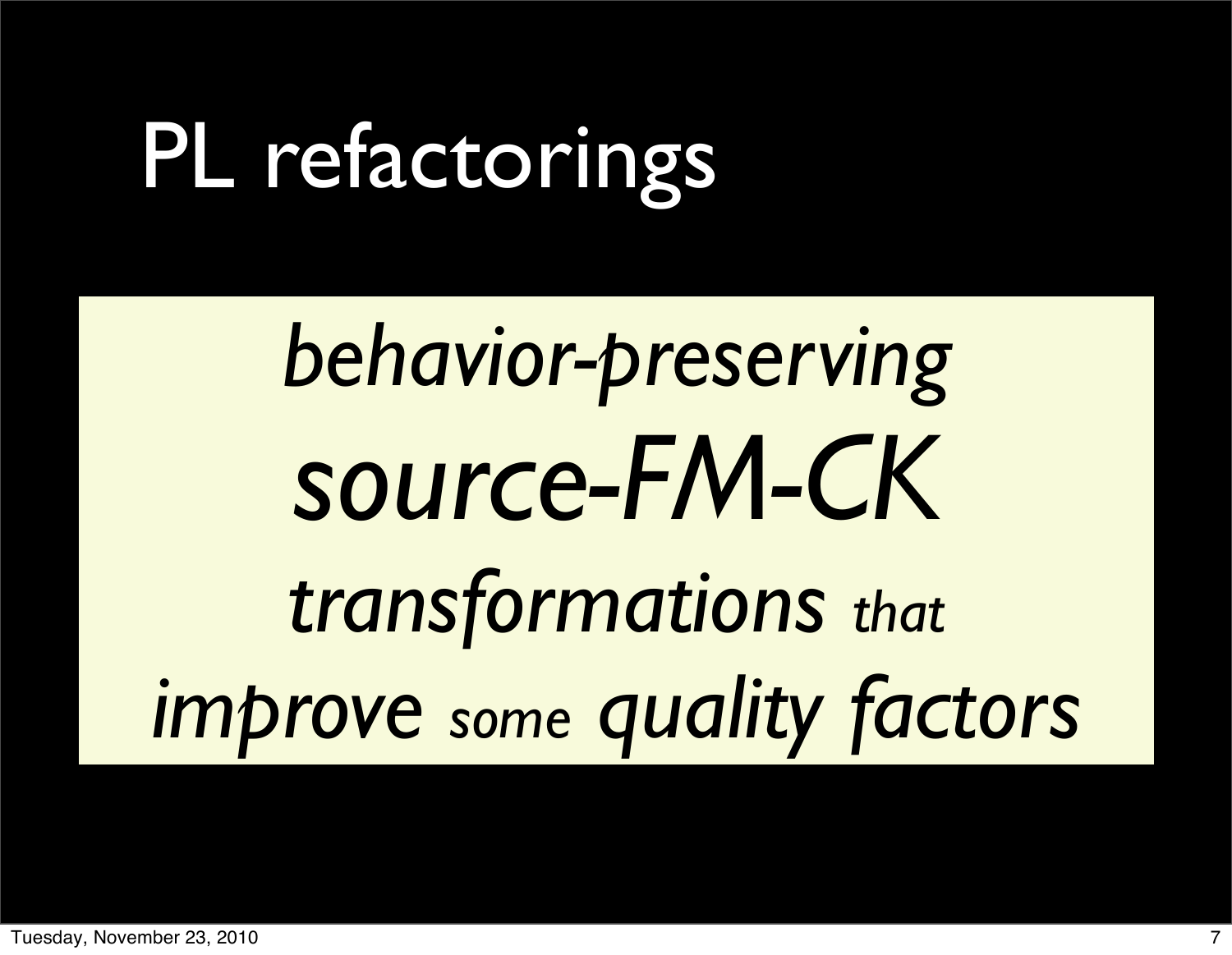# PL refactorings

*behavior-preserving*
*source-FM-CK*
*transformations that*
*improve some quality factors*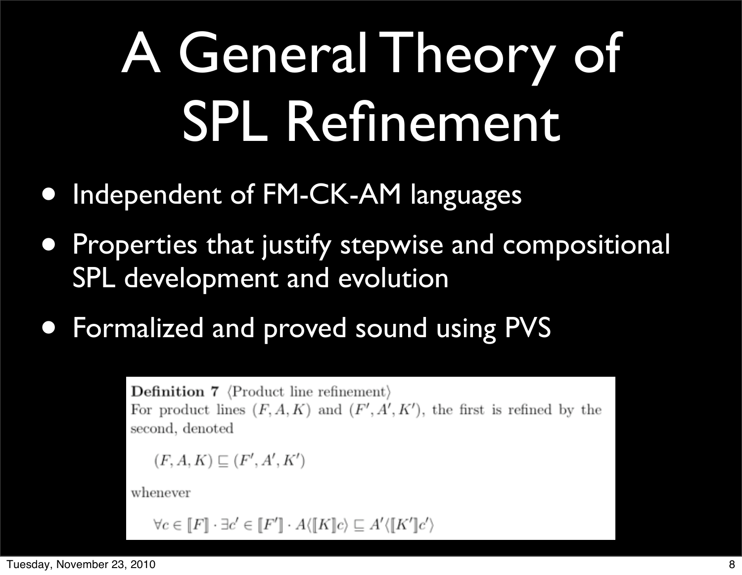# A General Theory of SPL Refinement

- Independent of FM-CK-AM languages
- Properties that justify stepwise and compositional SPL development and evolution
- Formalized and proved sound using PVS

**Definition 7** ⟨Product line refinement⟩
For product lines $(F, A, K)$ and $(F', A', K')$, the first is refined by the second, denoted

$$(F, A, K) \sqsubseteq (F', A', K')$$

whenever

$$\forall c \in [\![F]\!] \cdot \exists c' \in [\![F']\!] \cdot A\langle [\![K]\!] c \rangle \sqsubseteq A'\langle [\![K']\!] c' \rangle$$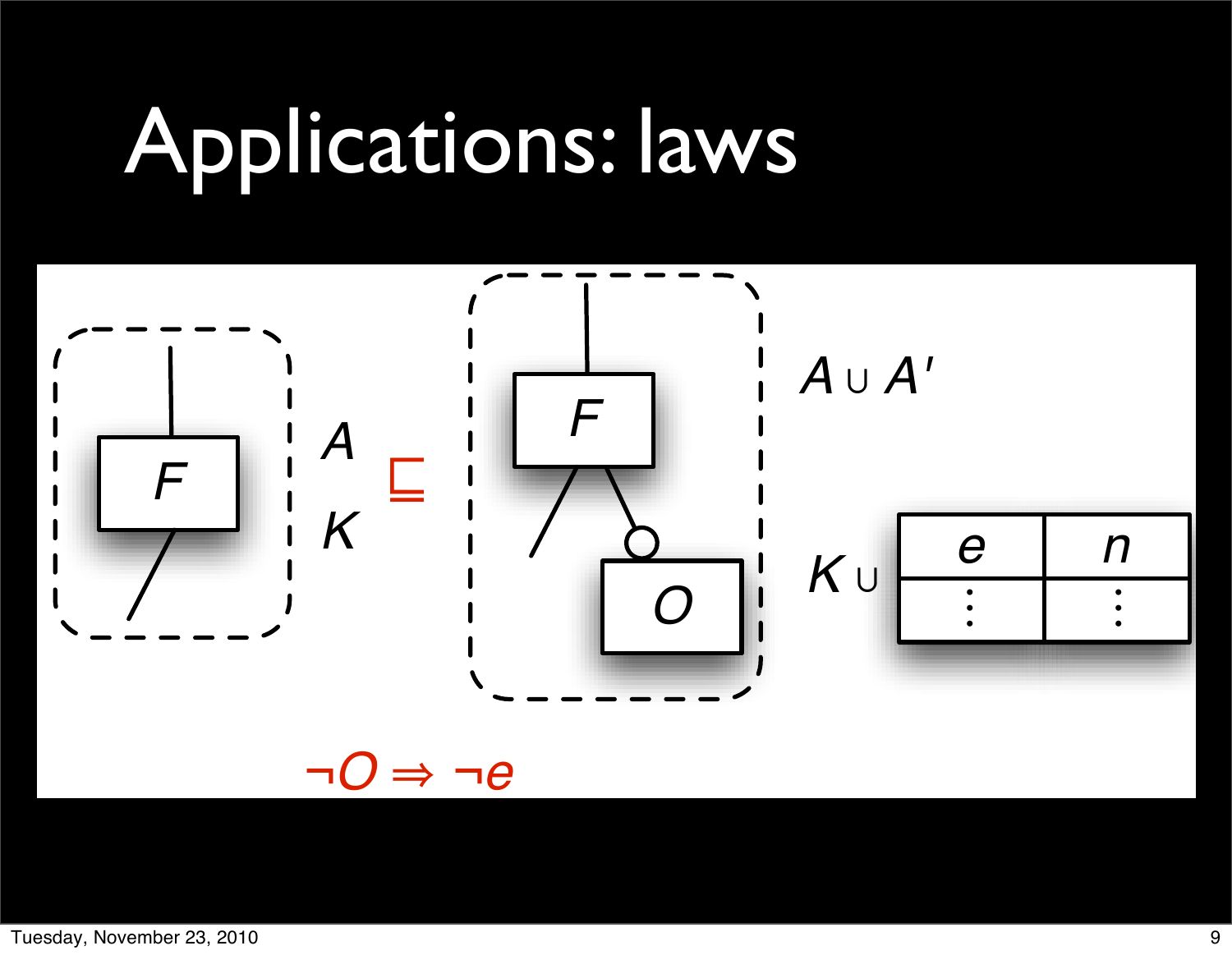# Applications: laws

$A$

$K$

$\sqsubseteq$

$A \cup A'$

$K \cup$

| $e$ | $n$ |
|---|---|
| ⋮ | ⋮ |

$\neg O \Rightarrow \neg e$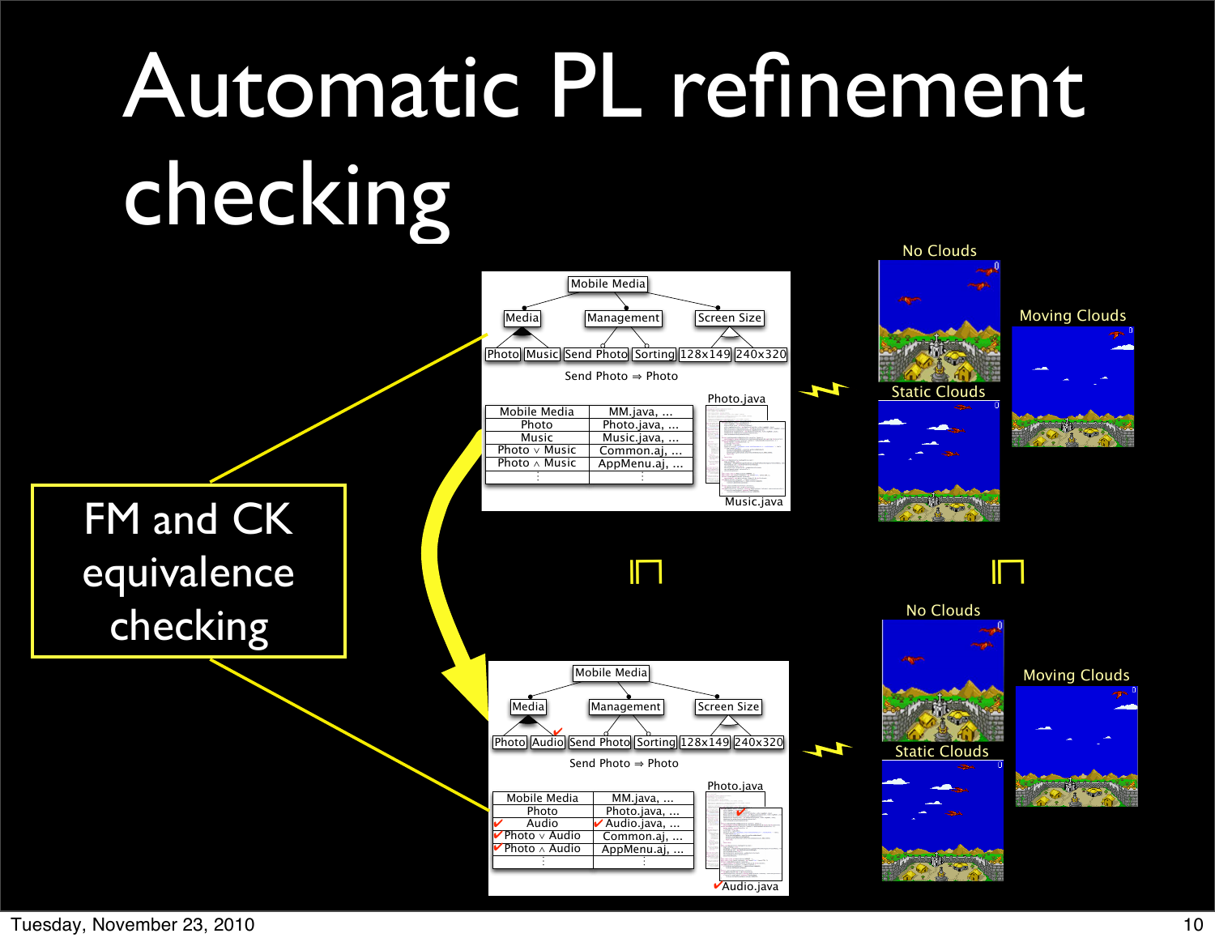# Automatic PL refinement checking

FM and CK equivalence checking

Mobile Media

Media | Management | Screen Size

Photo | Music | Send Photo | Sorting | 128x149 | 240x320

Send Photo ⇒ Photo

| Mobile Media | MM.java, ... |
| --- | --- |
| Photo | Photo.java, ... |
| Music | Music.java, ... |
| Photo ∨ Music | Common.aj, ... |
| Photo ∧ Music | AppMenu.aj, ... |
| ⋮ | ⋮ |

Photo.java

Music.java

No Clouds

Moving Clouds

Static Clouds

⊑

⊑

Mobile Media

Media | Management | Screen Size

Photo | Audio ✔ | Send Photo | Sorting | 128x149 | 240x320

Send Photo ⇒ Photo

| Mobile Media | MM.java, ... |
| --- | --- |
| Photo | Photo.java, ... |
| ✔ Audio | ✔ Audio.java, ... |
| ✔ Photo ∨ Audio | Common.aj, ... |
| ✔ Photo ∧ Audio | AppMenu.aj, ... |
| ⋮ | ⋮ |

Photo.java

✔ Audio.java

No Clouds

Moving Clouds

Static Clouds

Tuesday, November 23, 2010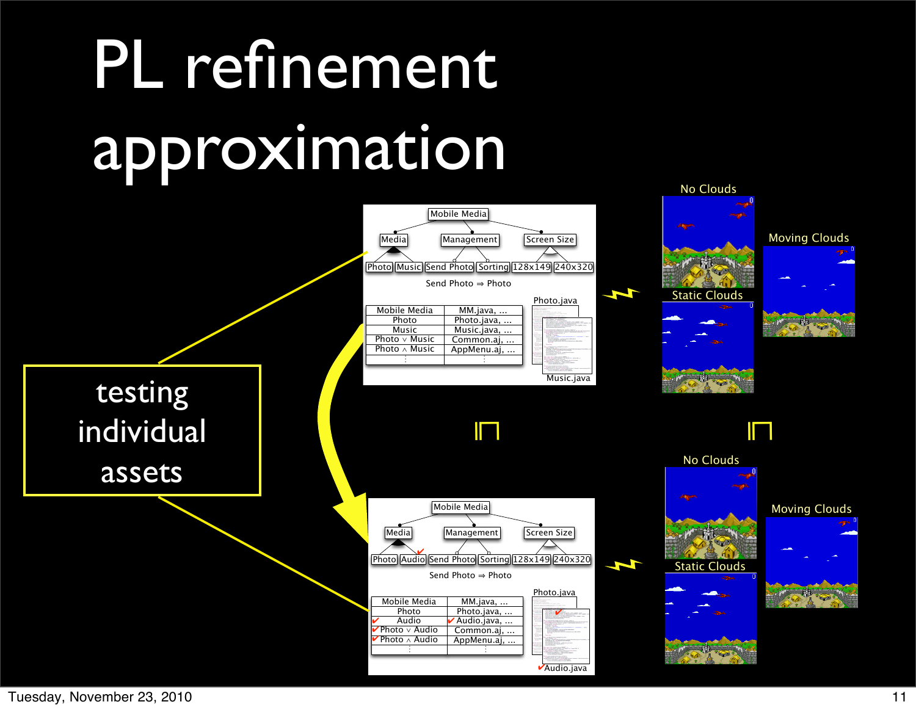# PL refinement approximation

testing individual assets

Mobile Media

Media | Management | Screen Size

Photo | Music | Send Photo | Sorting | 128x149 | 240x320

Send Photo ⇒ Photo

| Mobile Media | MM.java, ... |
| --- | --- |
| Photo | Photo.java, ... |
| Music | Music.java, ... |
| Photo ∨ Music | Common.aj, ... |
| Photo ∧ Music | AppMenu.aj, ... |
| ⋮ | ⋮ |

Photo.java

Music.java

No Clouds

Static Clouds

Moving Clouds

⊑

⊑

Mobile Media

Media | Management | Screen Size

Photo | ✔Audio | Send Photo | Sorting | 128x149 | 240x320

Send Photo ⇒ Photo

| Mobile Media | MM.java, ... |
| --- | --- |
| Photo | Photo.java, ... |
| ✔ Audio | ✔ Audio.java, ... |
| ✔ Photo ∨ Audio | Common.aj, ... |
| ✔ Photo ∧ Audio | AppMenu.aj, ... |
| ⋮ | ⋮ |

Photo.java

✔Audio.java

No Clouds

Static Clouds

Moving Clouds

Tuesday, November 23, 2010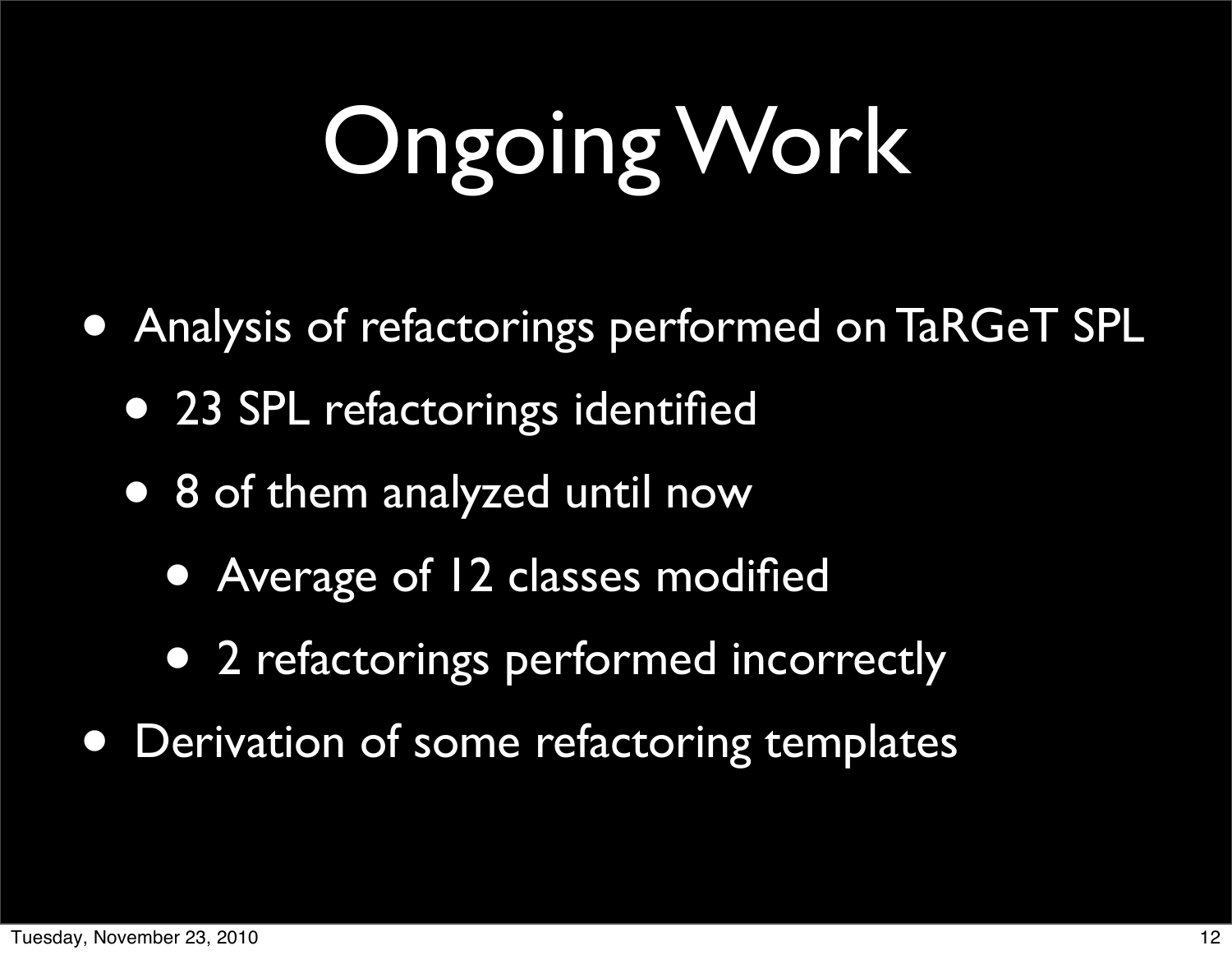# Ongoing Work

- Analysis of refactorings performed on TaRGeT SPL
  - 23 SPL refactorings identified
  - 8 of them analyzed until now
    - Average of 12 classes modified
    - 2 refactorings performed incorrectly
- Derivation of some refactoring templates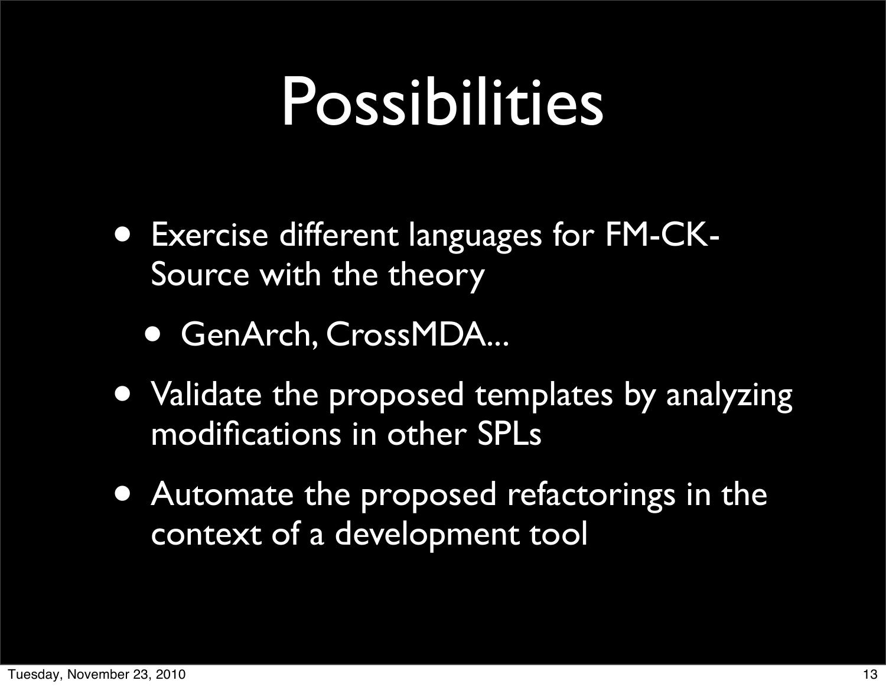# Possibilities

- Exercise different languages for FM-CK-Source with the theory
  - GenArch, CrossMDA...
- Validate the proposed templates by analyzing modifications in other SPLs
- Automate the proposed refactorings in the context of a development tool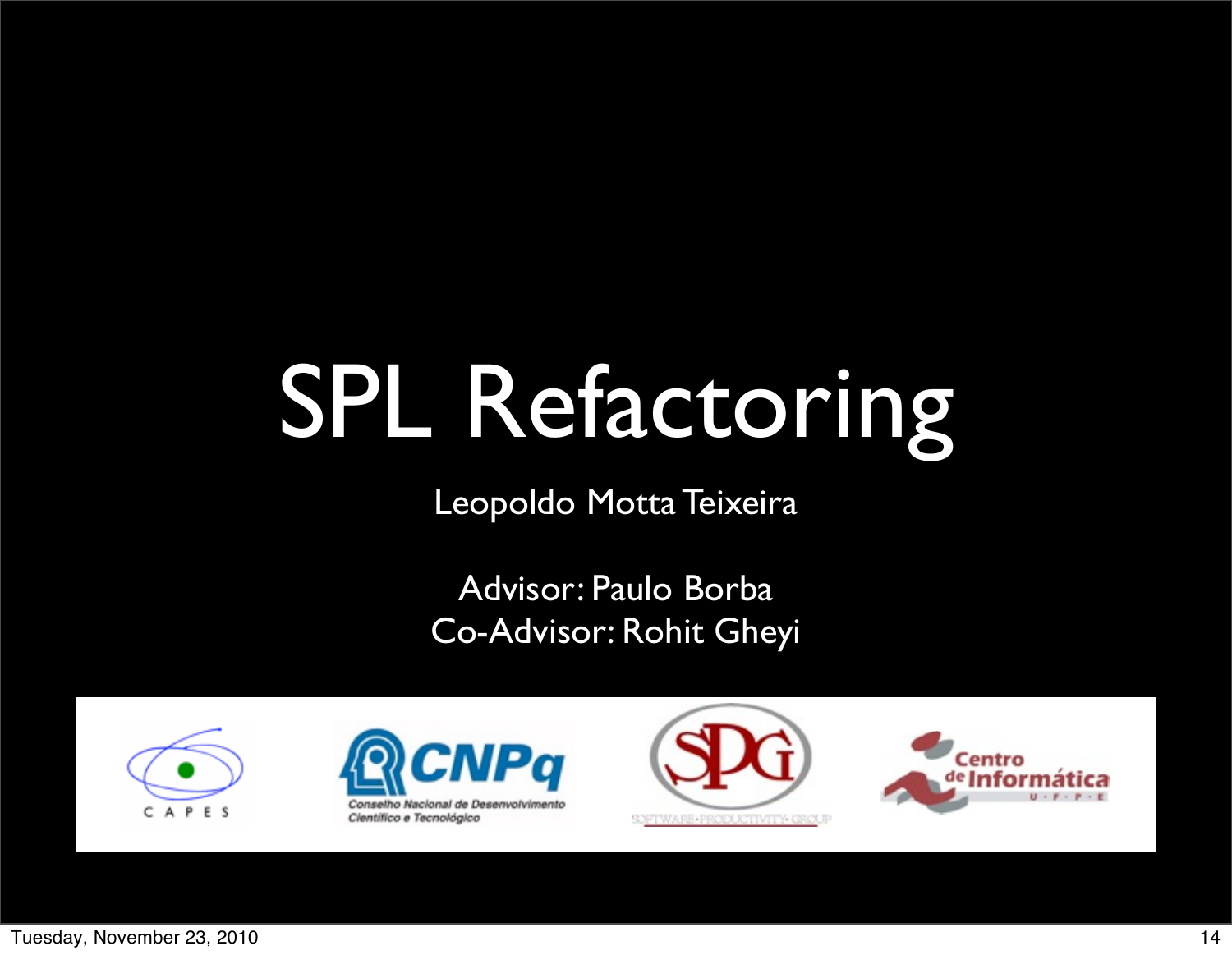# SPL Refactoring

Leopoldo Motta Teixeira

Advisor: Paulo Borba

Co-Advisor: Rohit Gheyi